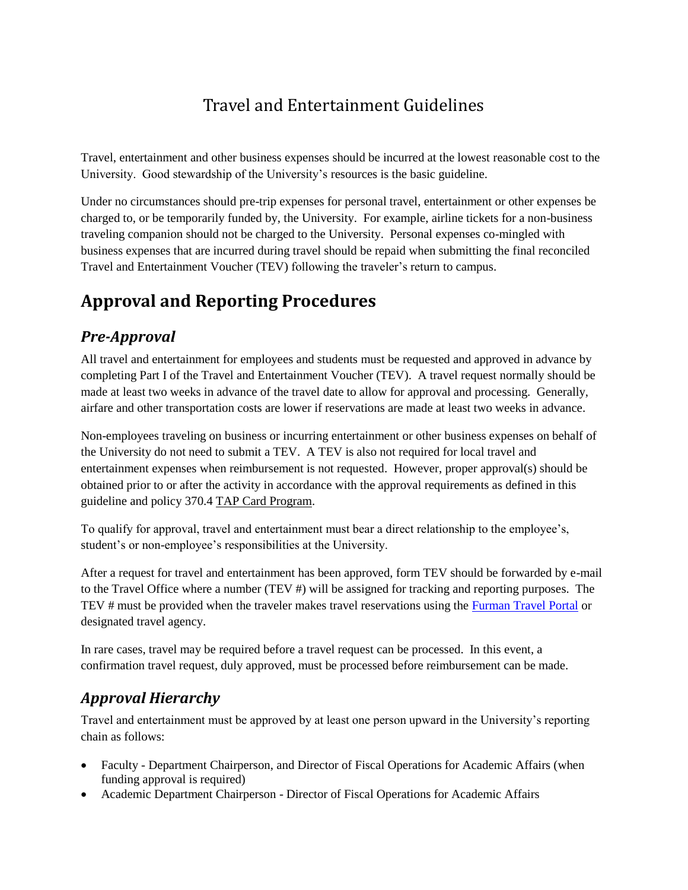# Travel and Entertainment Guidelines

Travel, entertainment and other business expenses should be incurred at the lowest reasonable cost to the University. Good stewardship of the University's resources is the basic guideline.

Under no circumstances should pre-trip expenses for personal travel, entertainment or other expenses be charged to, or be temporarily funded by, the University. For example, airline tickets for a non-business traveling companion should not be charged to the University. Personal expenses co-mingled with business expenses that are incurred during travel should be repaid when submitting the final reconciled Travel and Entertainment Voucher (TEV) following the traveler's return to campus.

## Approval and Reporting Procedures

### *Pre-Approval*

All travel and entertainment for employees and students must be requested and approved in advance by completing Part I of the Travel and Entertainment Voucher (TEV). A travel request normally should be made at least two weeks in advance of the travel date to allow for approval and processing. Generally, airfare and other transportation costs are lower if reservations are made at least two weeks in advance.

Non-employees traveling on business or incurring entertainment or other business expenses on behalf of the University do not need to submit a TEV. A TEV is also not required for local travel and entertainment expenses when reimbursement is not requested. However, proper approval(s) should be obtained prior to or after the activity in accordance with the approval requirements as defined in this guideline and policy 370.4 TAP Card Program.

To qualify for approval, travel and entertainment must bear a direct relationship to the employee's, student's or non-employee's responsibilities at the University.

After a request for travel and entertainment has been approved, form TEV should be forwarded by e-mail to the Travel Office where a number (TEV #) will be assigned for tracking and reporting purposes. The TEV # must be provided when the traveler makes travel reservations using the Furman Travel Portal or designated travel agency.

In rare cases, travel may be required before a travel request can be processed. In this event, a confirmation travel request, duly approved, must be processed before reimbursement can be made.

### *Approval Hierarchy*

Travel and entertainment must be approved by at least one person upward in the University's reporting chain as follows:

- Faculty - Department Chairperson, and Director of Fiscal Operations for Academic Affairs (when funding approval is required)
- Academic Department Chairperson - Director of Fiscal Operations for Academic Affairs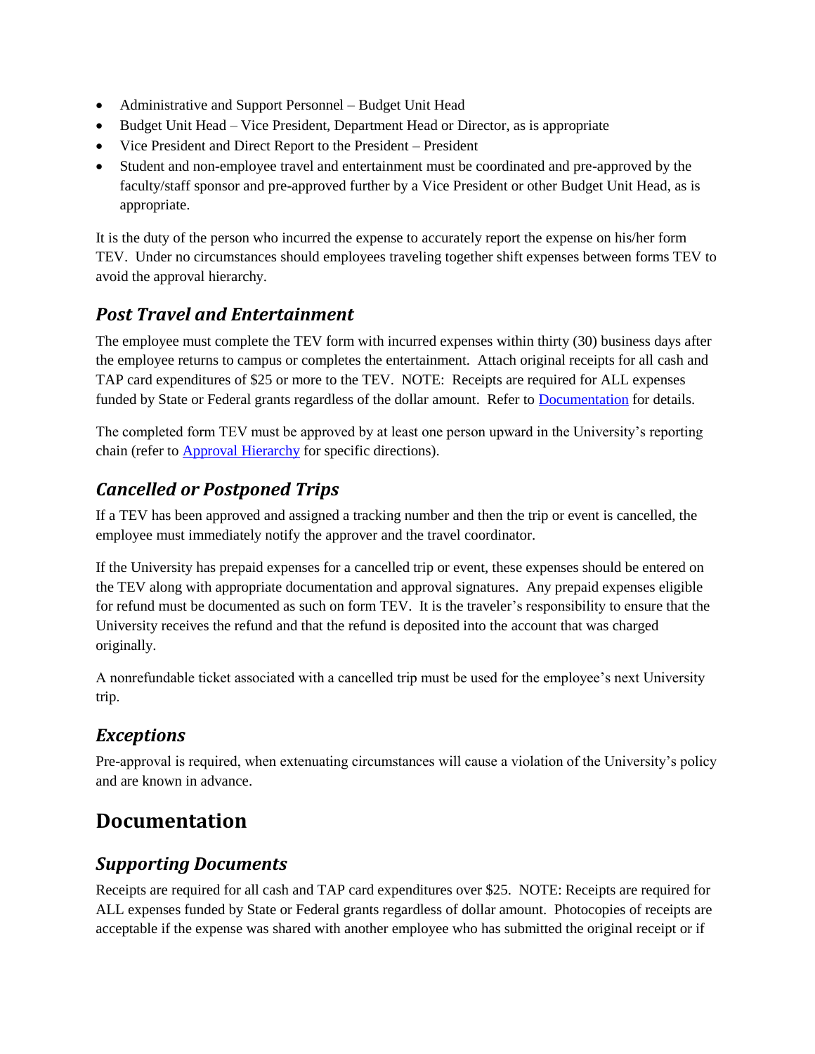- Administrative and Support Personnel – Budget Unit Head
- Budget Unit Head – Vice President, Department Head or Director, as is appropriate
- Vice President and Direct Report to the President – President
- Student and non-employee travel and entertainment must be coordinated and pre-approved by the faculty/staff sponsor and pre-approved further by a Vice President or other Budget Unit Head, as is appropriate.

It is the duty of the person who incurred the expense to accurately report the expense on his/her form TEV. Under no circumstances should employees traveling together shift expenses between forms TEV to avoid the approval hierarchy.

### *Post Travel and Entertainment*

The employee must complete the TEV form with incurred expenses within thirty (30) business days after the employee returns to campus or completes the entertainment. Attach original receipts for all cash and TAP card expenditures of $25 or more to the TEV. NOTE: Receipts are required for ALL expenses funded by State or Federal grants regardless of the dollar amount. Refer to Documentation for details.

The completed form TEV must be approved by at least one person upward in the University's reporting chain (refer to Approval Hierarchy for specific directions).

### *Cancelled or Postponed Trips*

If a TEV has been approved and assigned a tracking number and then the trip or event is cancelled, the employee must immediately notify the approver and the travel coordinator.

If the University has prepaid expenses for a cancelled trip or event, these expenses should be entered on the TEV along with appropriate documentation and approval signatures. Any prepaid expenses eligible for refund must be documented as such on form TEV. It is the traveler's responsibility to ensure that the University receives the refund and that the refund is deposited into the account that was charged originally.

A nonrefundable ticket associated with a cancelled trip must be used for the employee's next University trip.

### *Exceptions*

Pre-approval is required, when extenuating circumstances will cause a violation of the University's policy and are known in advance.

## Documentation

### *Supporting Documents*

Receipts are required for all cash and TAP card expenditures over $25. NOTE: Receipts are required for ALL expenses funded by State or Federal grants regardless of dollar amount. Photocopies of receipts are acceptable if the expense was shared with another employee who has submitted the original receipt or if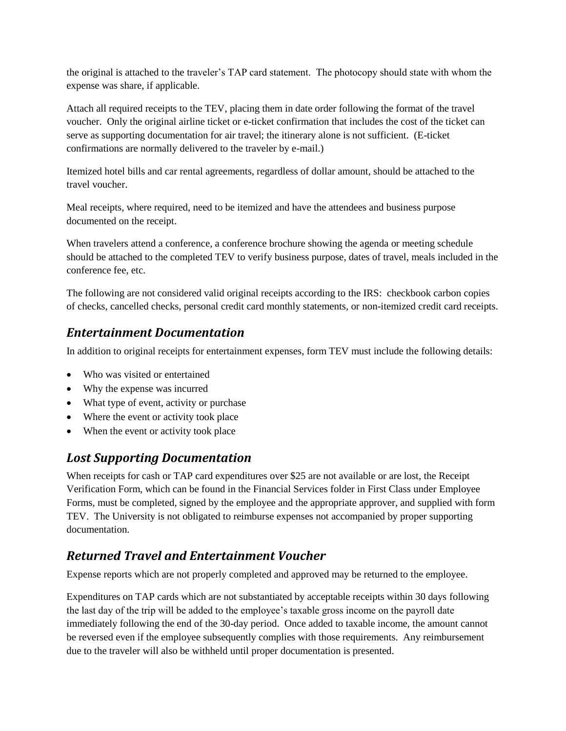the original is attached to the traveler's TAP card statement.  The photocopy should state with whom the expense was share, if applicable.

Attach all required receipts to the TEV, placing them in date order following the format of the travel voucher.  Only the original airline ticket or e-ticket confirmation that includes the cost of the ticket can serve as supporting documentation for air travel; the itinerary alone is not sufficient.  (E-ticket confirmations are normally delivered to the traveler by e-mail.)

Itemized hotel bills and car rental agreements, regardless of dollar amount, should be attached to the travel voucher.

Meal receipts, where required, need to be itemized and have the attendees and business purpose documented on the receipt.

When travelers attend a conference, a conference brochure showing the agenda or meeting schedule should be attached to the completed TEV to verify business purpose, dates of travel, meals included in the conference fee, etc.

The following are not considered valid original receipts according to the IRS:  checkbook carbon copies of checks, cancelled checks, personal credit card monthly statements, or non-itemized credit card receipts.

## *Entertainment Documentation*

In addition to original receipts for entertainment expenses, form TEV must include the following details:

- Who was visited or entertained
- Why the expense was incurred
- What type of event, activity or purchase
- Where the event or activity took place
- When the event or activity took place

## *Lost Supporting Documentation*

When receipts for cash or TAP card expenditures over $25 are not available or are lost, the Receipt Verification Form, which can be found in the Financial Services folder in First Class under Employee Forms, must be completed, signed by the employee and the appropriate approver, and supplied with form TEV.  The University is not obligated to reimburse expenses not accompanied by proper supporting documentation.

## *Returned Travel and Entertainment Voucher*

Expense reports which are not properly completed and approved may be returned to the employee.

Expenditures on TAP cards which are not substantiated by acceptable receipts within 30 days following the last day of the trip will be added to the employee's taxable gross income on the payroll date immediately following the end of the 30-day period.  Once added to taxable income, the amount cannot be reversed even if the employee subsequently complies with those requirements.  Any reimbursement due to the traveler will also be withheld until proper documentation is presented.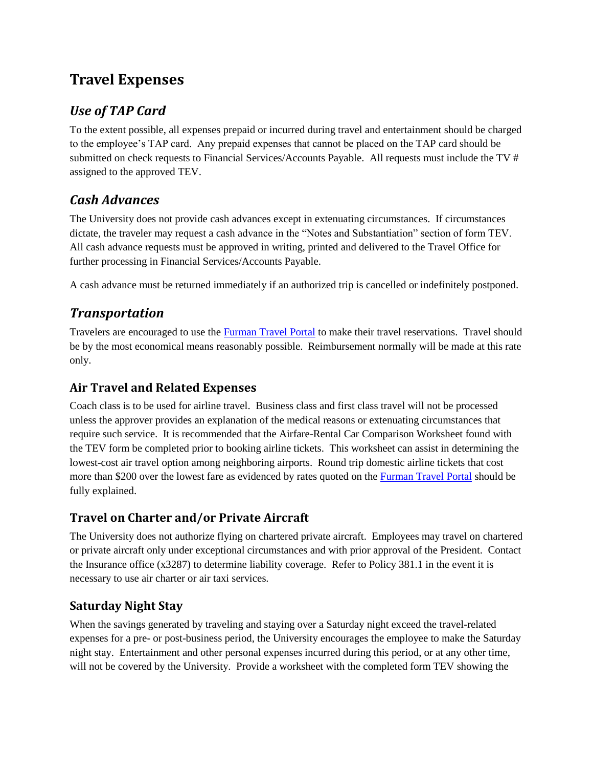# Travel Expenses

## *Use of TAP Card*

To the extent possible, all expenses prepaid or incurred during travel and entertainment should be charged to the employee's TAP card. Any prepaid expenses that cannot be placed on the TAP card should be submitted on check requests to Financial Services/Accounts Payable. All requests must include the TV # assigned to the approved TEV.

## *Cash Advances*

The University does not provide cash advances except in extenuating circumstances. If circumstances dictate, the traveler may request a cash advance in the "Notes and Substantiation" section of form TEV. All cash advance requests must be approved in writing, printed and delivered to the Travel Office for further processing in Financial Services/Accounts Payable.

A cash advance must be returned immediately if an authorized trip is cancelled or indefinitely postponed.

## *Transportation*

Travelers are encouraged to use the Furman Travel Portal to make their travel reservations. Travel should be by the most economical means reasonably possible. Reimbursement normally will be made at this rate only.

### Air Travel and Related Expenses

Coach class is to be used for airline travel. Business class and first class travel will not be processed unless the approver provides an explanation of the medical reasons or extenuating circumstances that require such service. It is recommended that the Airfare-Rental Car Comparison Worksheet found with the TEV form be completed prior to booking airline tickets. This worksheet can assist in determining the lowest-cost air travel option among neighboring airports. Round trip domestic airline tickets that cost more than $200 over the lowest fare as evidenced by rates quoted on the Furman Travel Portal should be fully explained.

### Travel on Charter and/or Private Aircraft

The University does not authorize flying on chartered private aircraft. Employees may travel on chartered or private aircraft only under exceptional circumstances and with prior approval of the President. Contact the Insurance office (x3287) to determine liability coverage. Refer to Policy 381.1 in the event it is necessary to use air charter or air taxi services.

### Saturday Night Stay

When the savings generated by traveling and staying over a Saturday night exceed the travel-related expenses for a pre- or post-business period, the University encourages the employee to make the Saturday night stay. Entertainment and other personal expenses incurred during this period, or at any other time, will not be covered by the University. Provide a worksheet with the completed form TEV showing the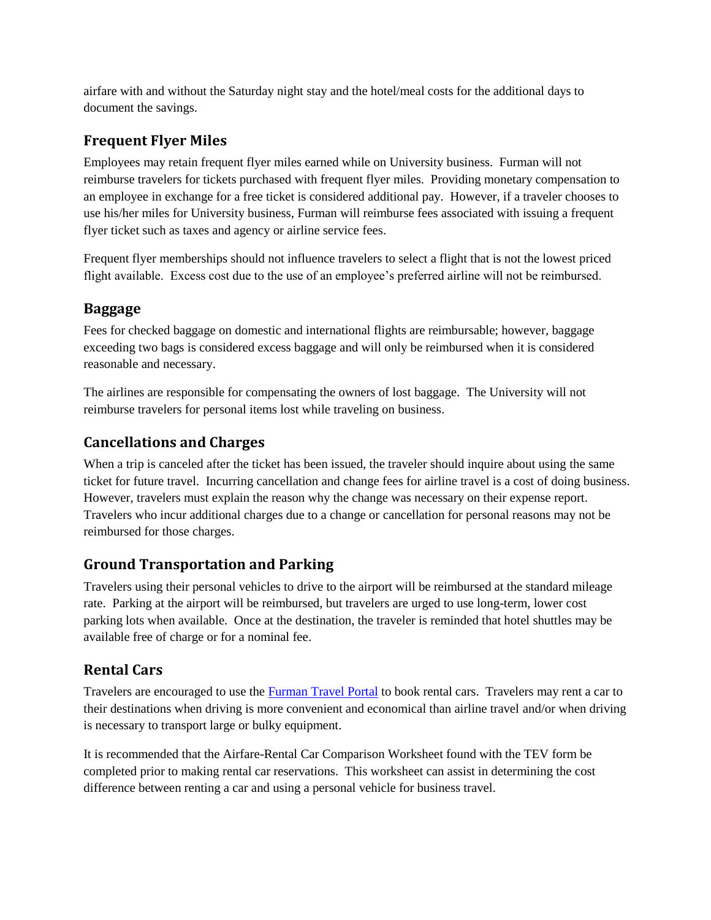airfare with and without the Saturday night stay and the hotel/meal costs for the additional days to document the savings.

## Frequent Flyer Miles

Employees may retain frequent flyer miles earned while on University business. Furman will not reimburse travelers for tickets purchased with frequent flyer miles. Providing monetary compensation to an employee in exchange for a free ticket is considered additional pay. However, if a traveler chooses to use his/her miles for University business, Furman will reimburse fees associated with issuing a frequent flyer ticket such as taxes and agency or airline service fees.

Frequent flyer memberships should not influence travelers to select a flight that is not the lowest priced flight available. Excess cost due to the use of an employee's preferred airline will not be reimbursed.

## Baggage

Fees for checked baggage on domestic and international flights are reimbursable; however, baggage exceeding two bags is considered excess baggage and will only be reimbursed when it is considered reasonable and necessary.

The airlines are responsible for compensating the owners of lost baggage. The University will not reimburse travelers for personal items lost while traveling on business.

## Cancellations and Charges

When a trip is canceled after the ticket has been issued, the traveler should inquire about using the same ticket for future travel. Incurring cancellation and change fees for airline travel is a cost of doing business. However, travelers must explain the reason why the change was necessary on their expense report. Travelers who incur additional charges due to a change or cancellation for personal reasons may not be reimbursed for those charges.

## Ground Transportation and Parking

Travelers using their personal vehicles to drive to the airport will be reimbursed at the standard mileage rate. Parking at the airport will be reimbursed, but travelers are urged to use long-term, lower cost parking lots when available. Once at the destination, the traveler is reminded that hotel shuttles may be available free of charge or for a nominal fee.

## Rental Cars

Travelers are encouraged to use the Furman Travel Portal to book rental cars. Travelers may rent a car to their destinations when driving is more convenient and economical than airline travel and/or when driving is necessary to transport large or bulky equipment.

It is recommended that the Airfare-Rental Car Comparison Worksheet found with the TEV form be completed prior to making rental car reservations. This worksheet can assist in determining the cost difference between renting a car and using a personal vehicle for business travel.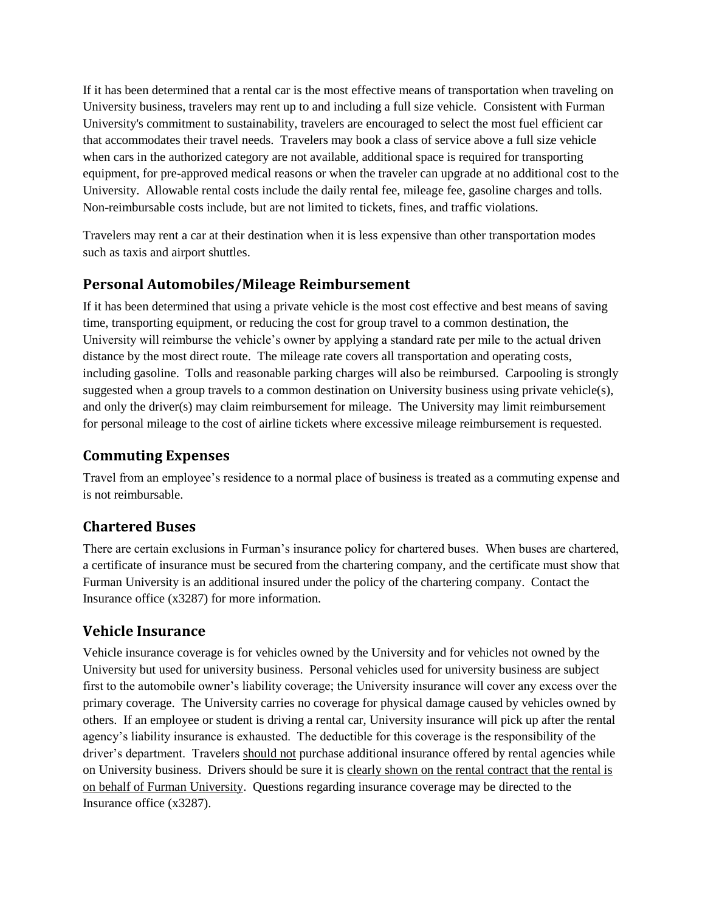If it has been determined that a rental car is the most effective means of transportation when traveling on University business, travelers may rent up to and including a full size vehicle. Consistent with Furman University's commitment to sustainability, travelers are encouraged to select the most fuel efficient car that accommodates their travel needs. Travelers may book a class of service above a full size vehicle when cars in the authorized category are not available, additional space is required for transporting equipment, for pre-approved medical reasons or when the traveler can upgrade at no additional cost to the University. Allowable rental costs include the daily rental fee, mileage fee, gasoline charges and tolls. Non-reimbursable costs include, but are not limited to tickets, fines, and traffic violations.

Travelers may rent a car at their destination when it is less expensive than other transportation modes such as taxis and airport shuttles.

## Personal Automobiles/Mileage Reimbursement

If it has been determined that using a private vehicle is the most cost effective and best means of saving time, transporting equipment, or reducing the cost for group travel to a common destination, the University will reimburse the vehicle's owner by applying a standard rate per mile to the actual driven distance by the most direct route. The mileage rate covers all transportation and operating costs, including gasoline. Tolls and reasonable parking charges will also be reimbursed. Carpooling is strongly suggested when a group travels to a common destination on University business using private vehicle(s), and only the driver(s) may claim reimbursement for mileage. The University may limit reimbursement for personal mileage to the cost of airline tickets where excessive mileage reimbursement is requested.

## Commuting Expenses

Travel from an employee's residence to a normal place of business is treated as a commuting expense and is not reimbursable.

## Chartered Buses

There are certain exclusions in Furman's insurance policy for chartered buses. When buses are chartered, a certificate of insurance must be secured from the chartering company, and the certificate must show that Furman University is an additional insured under the policy of the chartering company. Contact the Insurance office (x3287) for more information.

## Vehicle Insurance

Vehicle insurance coverage is for vehicles owned by the University and for vehicles not owned by the University but used for university business. Personal vehicles used for university business are subject first to the automobile owner's liability coverage; the University insurance will cover any excess over the primary coverage. The University carries no coverage for physical damage caused by vehicles owned by others. If an employee or student is driving a rental car, University insurance will pick up after the rental agency's liability insurance is exhausted. The deductible for this coverage is the responsibility of the driver's department. Travelers <u>should not</u> purchase additional insurance offered by rental agencies while on University business. Drivers should be sure it is <u>clearly shown on the rental contract that the rental is on behalf of Furman University</u>. Questions regarding insurance coverage may be directed to the Insurance office (x3287).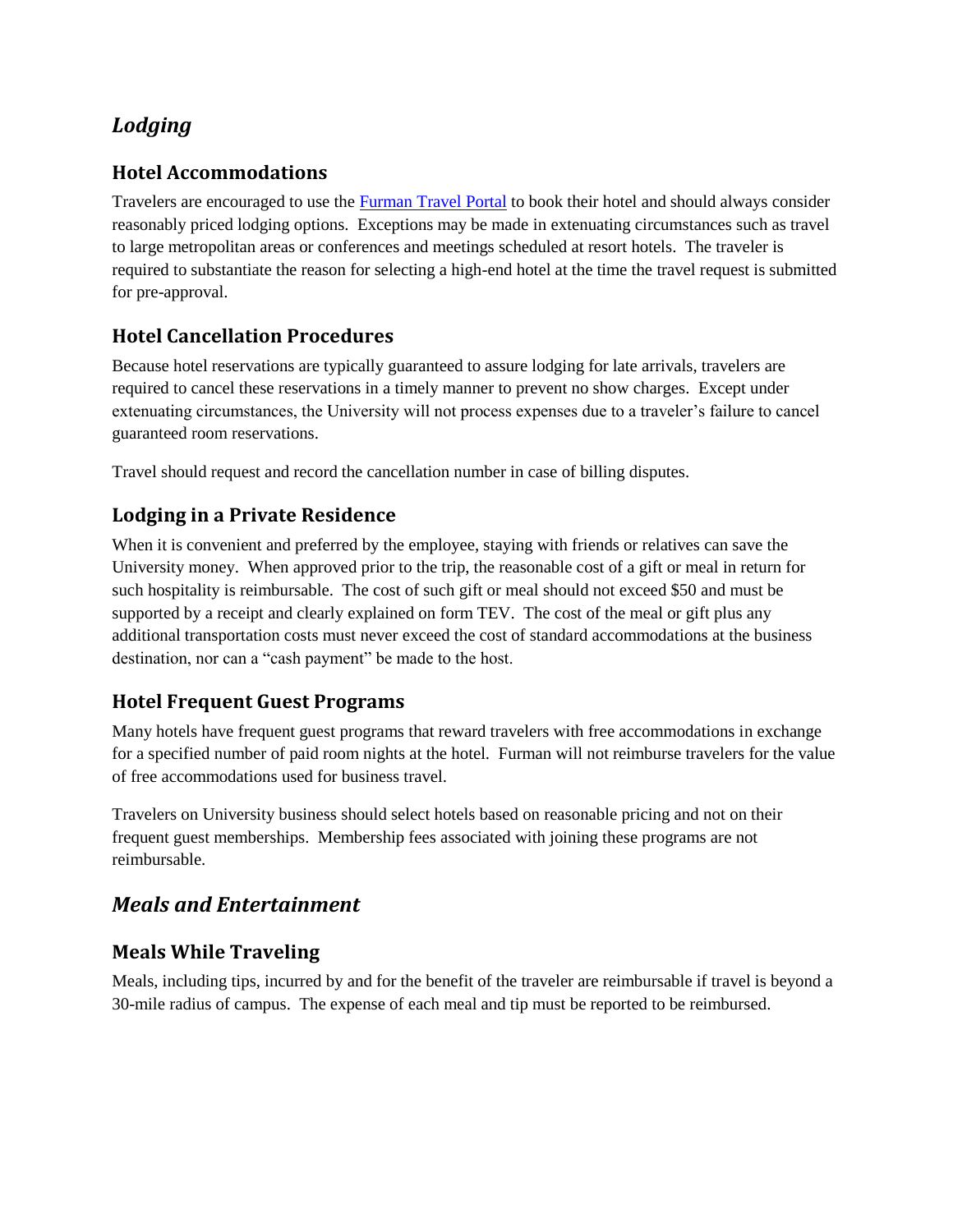## *Lodging*

### Hotel Accommodations

Travelers are encouraged to use the [Furman Travel Portal]() to book their hotel and should always consider reasonably priced lodging options. Exceptions may be made in extenuating circumstances such as travel to large metropolitan areas or conferences and meetings scheduled at resort hotels. The traveler is required to substantiate the reason for selecting a high-end hotel at the time the travel request is submitted for pre-approval.

### Hotel Cancellation Procedures

Because hotel reservations are typically guaranteed to assure lodging for late arrivals, travelers are required to cancel these reservations in a timely manner to prevent no show charges. Except under extenuating circumstances, the University will not process expenses due to a traveler's failure to cancel guaranteed room reservations.

Travel should request and record the cancellation number in case of billing disputes.

### Lodging in a Private Residence

When it is convenient and preferred by the employee, staying with friends or relatives can save the University money. When approved prior to the trip, the reasonable cost of a gift or meal in return for such hospitality is reimbursable. The cost of such gift or meal should not exceed $50 and must be supported by a receipt and clearly explained on form TEV. The cost of the meal or gift plus any additional transportation costs must never exceed the cost of standard accommodations at the business destination, nor can a "cash payment" be made to the host.

### Hotel Frequent Guest Programs

Many hotels have frequent guest programs that reward travelers with free accommodations in exchange for a specified number of paid room nights at the hotel. Furman will not reimburse travelers for the value of free accommodations used for business travel.

Travelers on University business should select hotels based on reasonable pricing and not on their frequent guest memberships. Membership fees associated with joining these programs are not reimbursable.

## *Meals and Entertainment*

### Meals While Traveling

Meals, including tips, incurred by and for the benefit of the traveler are reimbursable if travel is beyond a 30-mile radius of campus. The expense of each meal and tip must be reported to be reimbursed.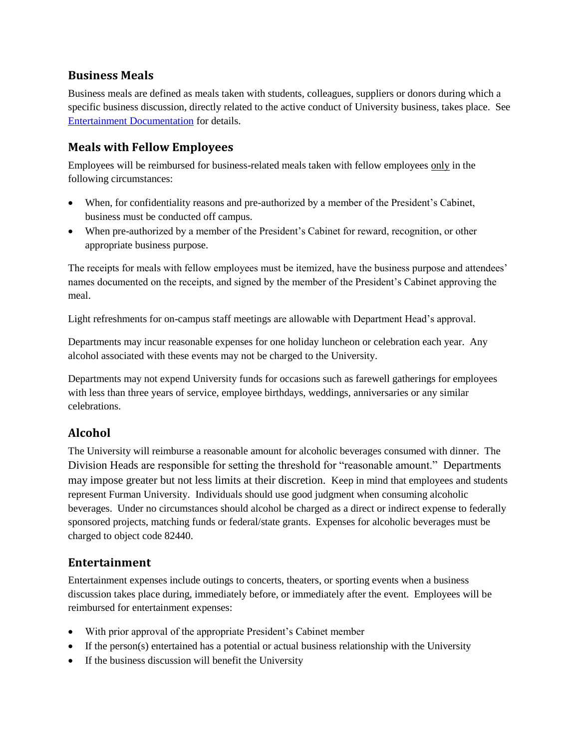## Business Meals

Business meals are defined as meals taken with students, colleagues, suppliers or donors during which a specific business discussion, directly related to the active conduct of University business, takes place. See Entertainment Documentation for details.

## Meals with Fellow Employees

Employees will be reimbursed for business-related meals taken with fellow employees only in the following circumstances:

- When, for confidentiality reasons and pre-authorized by a member of the President's Cabinet, business must be conducted off campus.
- When pre-authorized by a member of the President's Cabinet for reward, recognition, or other appropriate business purpose.

The receipts for meals with fellow employees must be itemized, have the business purpose and attendees' names documented on the receipts, and signed by the member of the President's Cabinet approving the meal.

Light refreshments for on-campus staff meetings are allowable with Department Head's approval.

Departments may incur reasonable expenses for one holiday luncheon or celebration each year. Any alcohol associated with these events may not be charged to the University.

Departments may not expend University funds for occasions such as farewell gatherings for employees with less than three years of service, employee birthdays, weddings, anniversaries or any similar celebrations.

## Alcohol

The University will reimburse a reasonable amount for alcoholic beverages consumed with dinner. The Division Heads are responsible for setting the threshold for "reasonable amount." Departments may impose greater but not less limits at their discretion. Keep in mind that employees and students represent Furman University. Individuals should use good judgment when consuming alcoholic beverages. Under no circumstances should alcohol be charged as a direct or indirect expense to federally sponsored projects, matching funds or federal/state grants. Expenses for alcoholic beverages must be charged to object code 82440.

## Entertainment

Entertainment expenses include outings to concerts, theaters, or sporting events when a business discussion takes place during, immediately before, or immediately after the event. Employees will be reimbursed for entertainment expenses:

- With prior approval of the appropriate President's Cabinet member
- If the person(s) entertained has a potential or actual business relationship with the University
- If the business discussion will benefit the University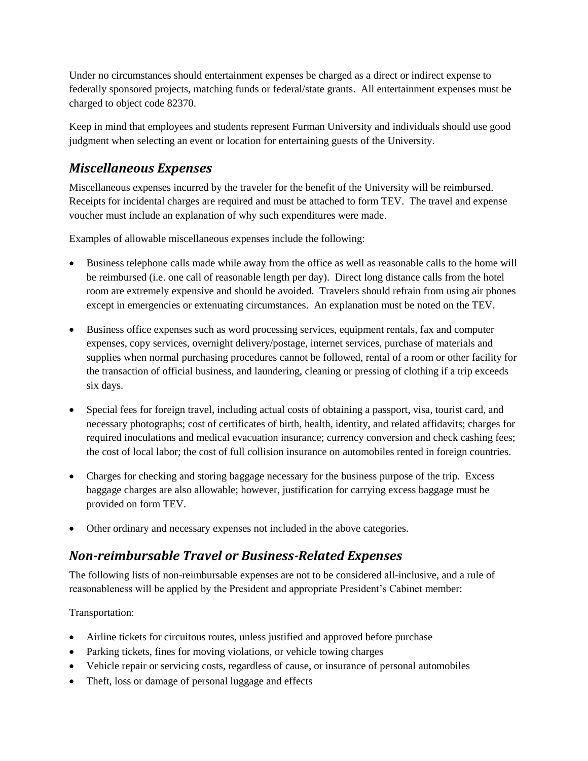Under no circumstances should entertainment expenses be charged as a direct or indirect expense to federally sponsored projects, matching funds or federal/state grants. All entertainment expenses must be charged to object code 82370.

Keep in mind that employees and students represent Furman University and individuals should use good judgment when selecting an event or location for entertaining guests of the University.

## *Miscellaneous Expenses*

Miscellaneous expenses incurred by the traveler for the benefit of the University will be reimbursed. Receipts for incidental charges are required and must be attached to form TEV. The travel and expense voucher must include an explanation of why such expenditures were made.

Examples of allowable miscellaneous expenses include the following:

- Business telephone calls made while away from the office as well as reasonable calls to the home will be reimbursed (i.e. one call of reasonable length per day). Direct long distance calls from the hotel room are extremely expensive and should be avoided. Travelers should refrain from using air phones except in emergencies or extenuating circumstances. An explanation must be noted on the TEV.
- Business office expenses such as word processing services, equipment rentals, fax and computer expenses, copy services, overnight delivery/postage, internet services, purchase of materials and supplies when normal purchasing procedures cannot be followed, rental of a room or other facility for the transaction of official business, and laundering, cleaning or pressing of clothing if a trip exceeds six days.
- Special fees for foreign travel, including actual costs of obtaining a passport, visa, tourist card, and necessary photographs; cost of certificates of birth, health, identity, and related affidavits; charges for required inoculations and medical evacuation insurance; currency conversion and check cashing fees; the cost of local labor; the cost of full collision insurance on automobiles rented in foreign countries.
- Charges for checking and storing baggage necessary for the business purpose of the trip. Excess baggage charges are also allowable; however, justification for carrying excess baggage must be provided on form TEV.
- Other ordinary and necessary expenses not included in the above categories.

## *Non-reimbursable Travel or Business-Related Expenses*

The following lists of non-reimbursable expenses are not to be considered all-inclusive, and a rule of reasonableness will be applied by the President and appropriate President's Cabinet member:

Transportation:

- Airline tickets for circuitous routes, unless justified and approved before purchase
- Parking tickets, fines for moving violations, or vehicle towing charges
- Vehicle repair or servicing costs, regardless of cause, or insurance of personal automobiles
- Theft, loss or damage of personal luggage and effects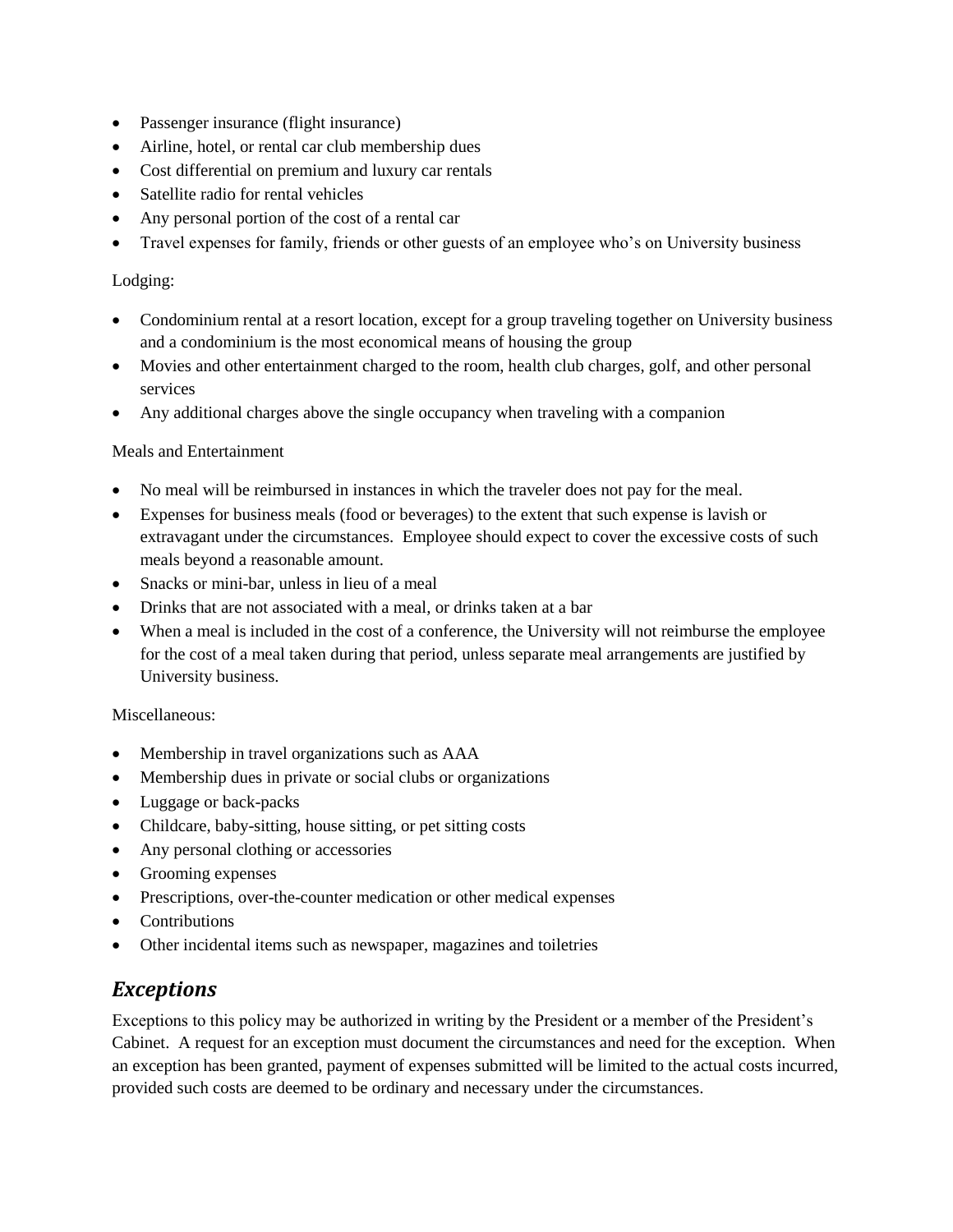- Passenger insurance (flight insurance)
- Airline, hotel, or rental car club membership dues
- Cost differential on premium and luxury car rentals
- Satellite radio for rental vehicles
- Any personal portion of the cost of a rental car
- Travel expenses for family, friends or other guests of an employee who's on University business

Lodging:

- Condominium rental at a resort location, except for a group traveling together on University business and a condominium is the most economical means of housing the group
- Movies and other entertainment charged to the room, health club charges, golf, and other personal services
- Any additional charges above the single occupancy when traveling with a companion

Meals and Entertainment

- No meal will be reimbursed in instances in which the traveler does not pay for the meal.
- Expenses for business meals (food or beverages) to the extent that such expense is lavish or extravagant under the circumstances. Employee should expect to cover the excessive costs of such meals beyond a reasonable amount.
- Snacks or mini-bar, unless in lieu of a meal
- Drinks that are not associated with a meal, or drinks taken at a bar
- When a meal is included in the cost of a conference, the University will not reimburse the employee for the cost of a meal taken during that period, unless separate meal arrangements are justified by University business.

Miscellaneous:

- Membership in travel organizations such as AAA
- Membership dues in private or social clubs or organizations
- Luggage or back-packs
- Childcare, baby-sitting, house sitting, or pet sitting costs
- Any personal clothing or accessories
- Grooming expenses
- Prescriptions, over-the-counter medication or other medical expenses
- Contributions
- Other incidental items such as newspaper, magazines and toiletries

## *Exceptions*

Exceptions to this policy may be authorized in writing by the President or a member of the President's Cabinet. A request for an exception must document the circumstances and need for the exception. When an exception has been granted, payment of expenses submitted will be limited to the actual costs incurred, provided such costs are deemed to be ordinary and necessary under the circumstances.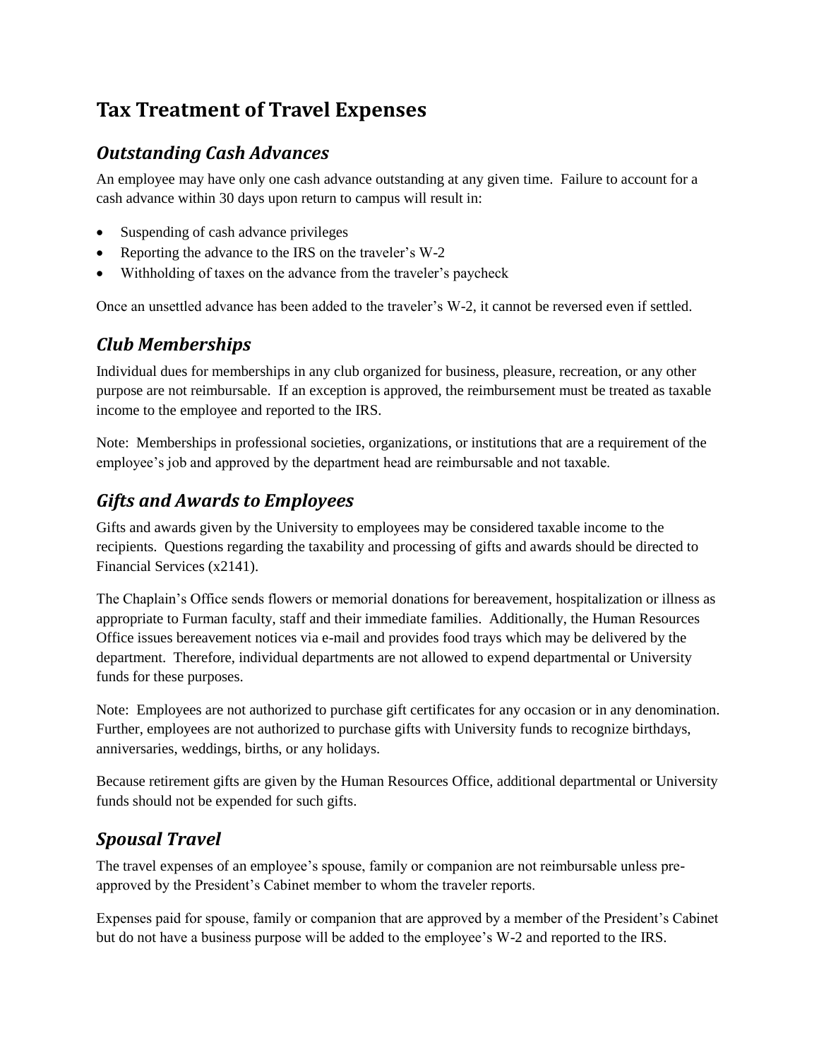# Tax Treatment of Travel Expenses

## *Outstanding Cash Advances*

An employee may have only one cash advance outstanding at any given time. Failure to account for a cash advance within 30 days upon return to campus will result in:

- Suspending of cash advance privileges
- Reporting the advance to the IRS on the traveler's W-2
- Withholding of taxes on the advance from the traveler's paycheck

Once an unsettled advance has been added to the traveler's W-2, it cannot be reversed even if settled.

## *Club Memberships*

Individual dues for memberships in any club organized for business, pleasure, recreation, or any other purpose are not reimbursable. If an exception is approved, the reimbursement must be treated as taxable income to the employee and reported to the IRS.

Note: Memberships in professional societies, organizations, or institutions that are a requirement of the employee's job and approved by the department head are reimbursable and not taxable.

## *Gifts and Awards to Employees*

Gifts and awards given by the University to employees may be considered taxable income to the recipients. Questions regarding the taxability and processing of gifts and awards should be directed to Financial Services (x2141).

The Chaplain's Office sends flowers or memorial donations for bereavement, hospitalization or illness as appropriate to Furman faculty, staff and their immediate families. Additionally, the Human Resources Office issues bereavement notices via e-mail and provides food trays which may be delivered by the department. Therefore, individual departments are not allowed to expend departmental or University funds for these purposes.

Note: Employees are not authorized to purchase gift certificates for any occasion or in any denomination. Further, employees are not authorized to purchase gifts with University funds to recognize birthdays, anniversaries, weddings, births, or any holidays.

Because retirement gifts are given by the Human Resources Office, additional departmental or University funds should not be expended for such gifts.

## *Spousal Travel*

The travel expenses of an employee's spouse, family or companion are not reimbursable unless pre-approved by the President's Cabinet member to whom the traveler reports.

Expenses paid for spouse, family or companion that are approved by a member of the President's Cabinet but do not have a business purpose will be added to the employee's W-2 and reported to the IRS.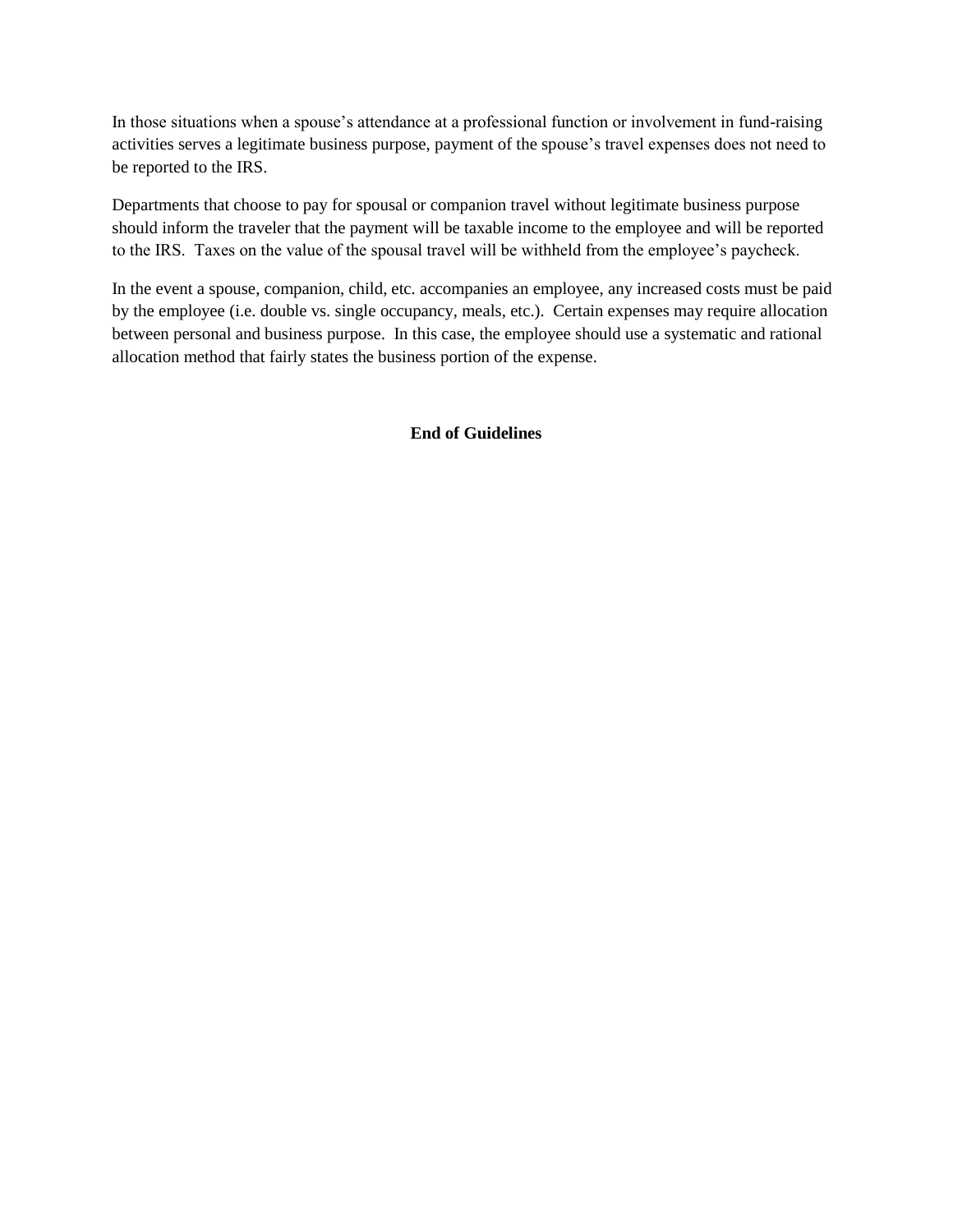In those situations when a spouse's attendance at a professional function or involvement in fund-raising activities serves a legitimate business purpose, payment of the spouse's travel expenses does not need to be reported to the IRS.

Departments that choose to pay for spousal or companion travel without legitimate business purpose should inform the traveler that the payment will be taxable income to the employee and will be reported to the IRS. Taxes on the value of the spousal travel will be withheld from the employee's paycheck.

In the event a spouse, companion, child, etc. accompanies an employee, any increased costs must be paid by the employee (i.e. double vs. single occupancy, meals, etc.). Certain expenses may require allocation between personal and business purpose. In this case, the employee should use a systematic and rational allocation method that fairly states the business portion of the expense.

**End of Guidelines**